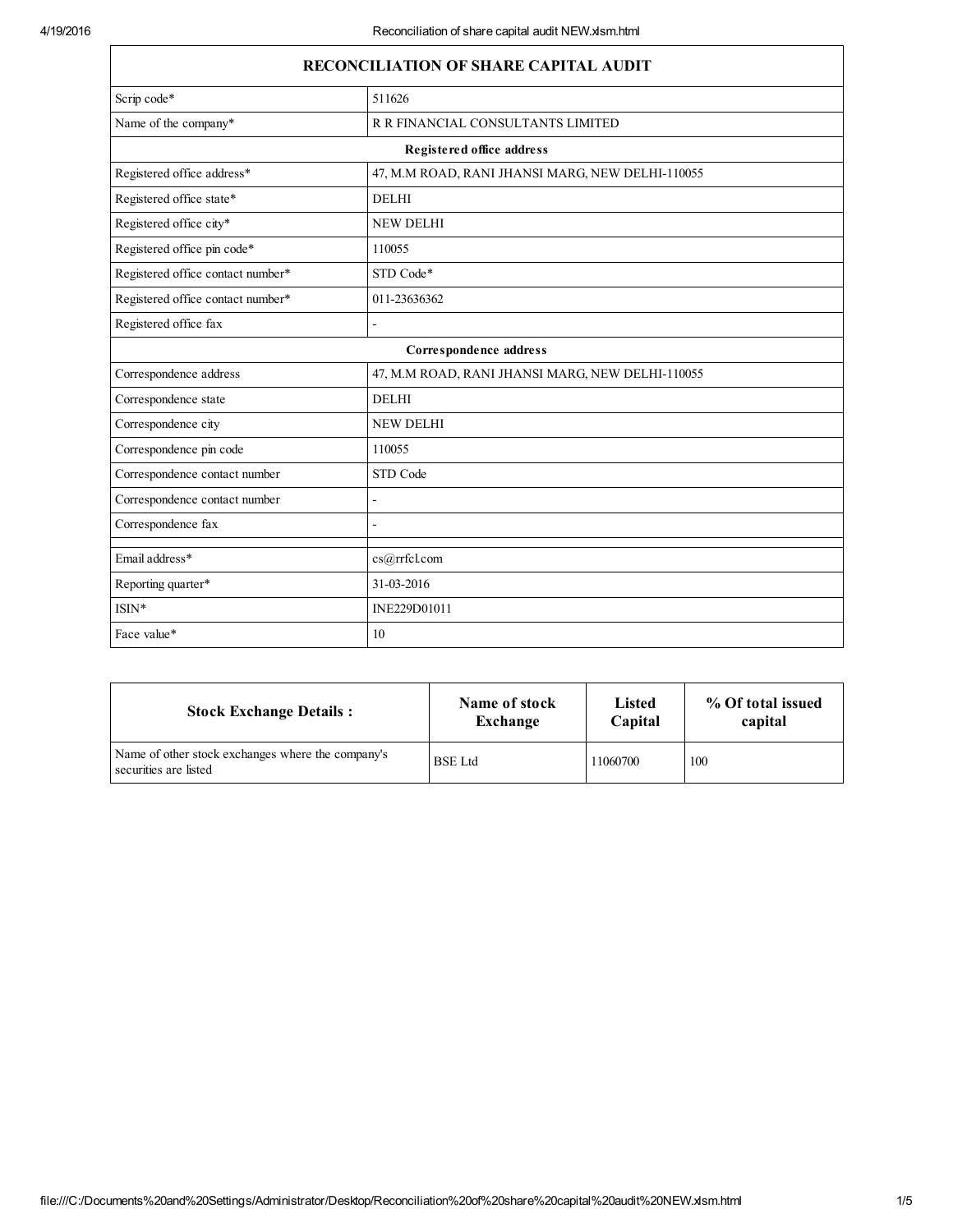| RECONCILIATION OF SHARE CAPITAL AUDIT | |
|---|---|
| Scrip code* | 511626 |
| Name of the company* | R R FINANCIAL CONSULTANTS LIMITED |
| **Registered office address** | |
| Registered office address* | 47, M.M ROAD, RANI JHANSI MARG, NEW DELHI-110055 |
| Registered office state* | DELHI |
| Registered office city* | NEW DELHI |
| Registered office pin code* | 110055 |
| Registered office contact number* | STD Code* |
| Registered office contact number* | 011-23636362 |
| Registered office fax | - |
| **Correspondence address** | |
| Correspondence address | 47, M.M ROAD, RANI JHANSI MARG, NEW DELHI-110055 |
| Correspondence state | DELHI |
| Correspondence city | NEW DELHI |
| Correspondence pin code | 110055 |
| Correspondence contact number | STD Code |
| Correspondence contact number | - |
| Correspondence fax | - |
| | |
| Email address* | cs@rrfcl.com |
| Reporting quarter* | 31-03-2016 |
| ISIN* | INE229D01011 |
| Face value* | 10 |

| Stock Exchange Details : | Name of stock Exchange | Listed Capital | % Of total issued capital |
|---|---|---|---|
| Name of other stock exchanges where the company's securities are listed | BSE Ltd | 11060700 | 100 |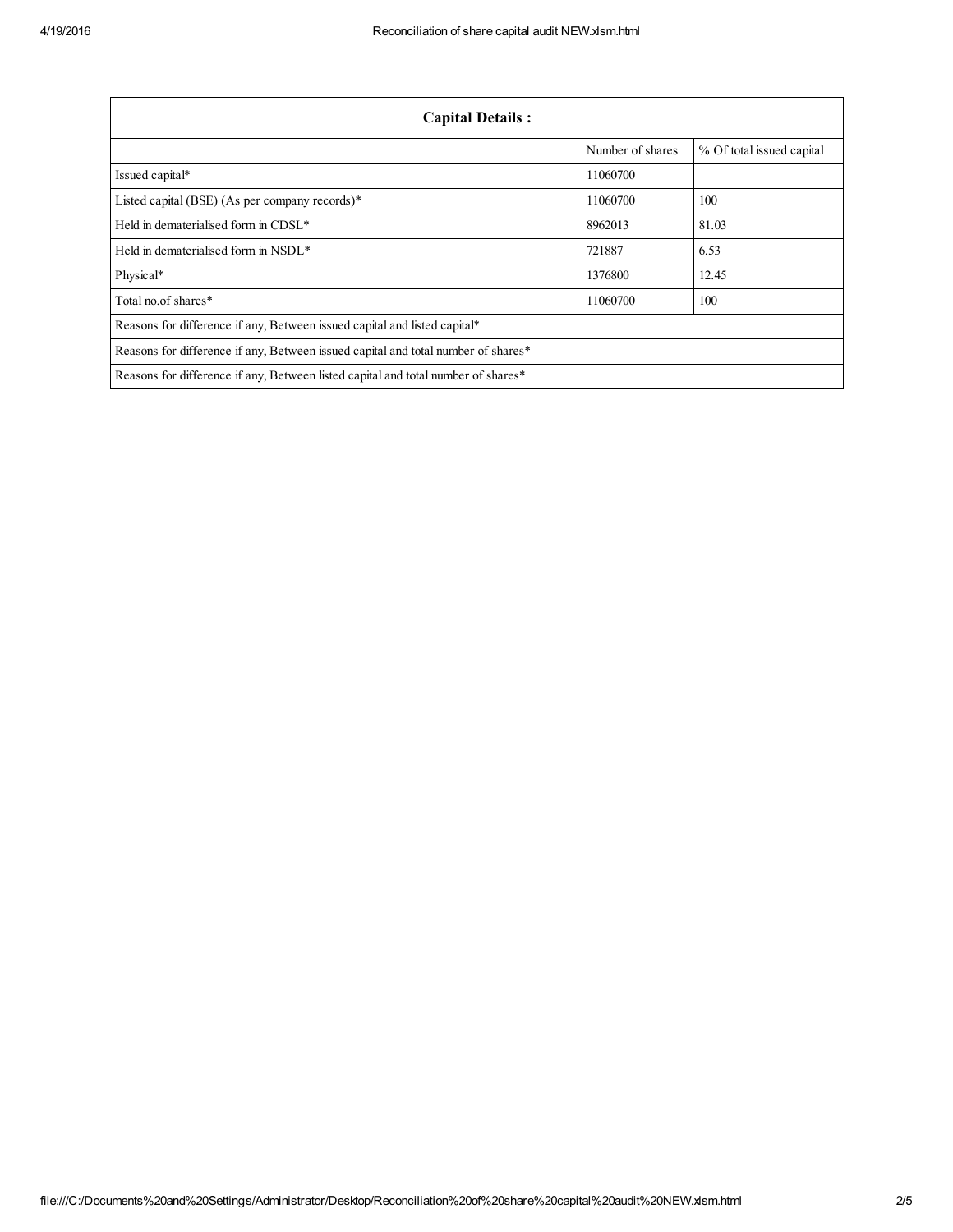| Capital Details : | | |
|---|---|---|
| | Number of shares | % Of total issued capital |
| Issued capital* | 11060700 | |
| Listed capital (BSE) (As per company records)* | 11060700 | 100 |
| Held in dematerialised form in CDSL* | 8962013 | 81.03 |
| Held in dematerialised form in NSDL* | 721887 | 6.53 |
| Physical* | 1376800 | 12.45 |
| Total no.of shares* | 11060700 | 100 |
| Reasons for difference if any, Between issued capital and listed capital* | | |
| Reasons for difference if any, Between issued capital and total number of shares* | | |
| Reasons for difference if any, Between listed capital and total number of shares* | | |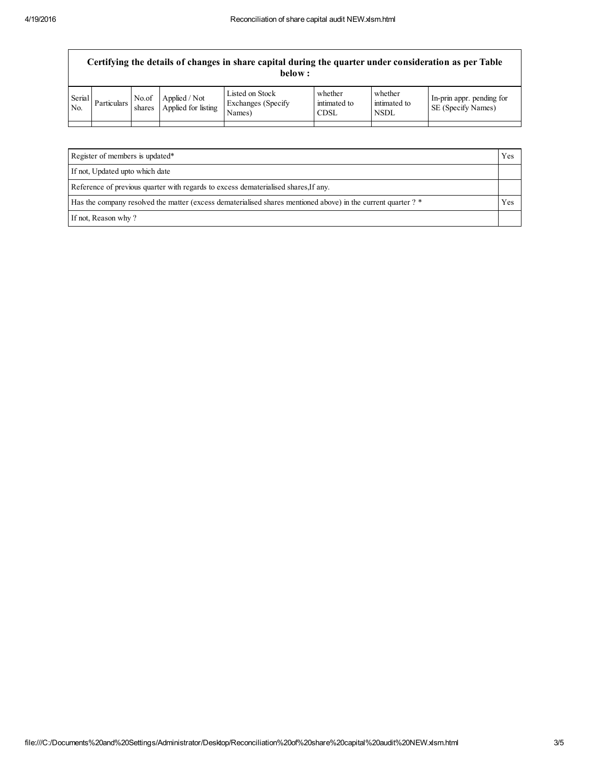| Certifying the details of changes in share capital during the quarter under consideration as per Table below : | | | | | | | |
|---|---|---|---|---|---|---|---|
| Serial No. | Particulars | No.of shares | Applied / Not Applied for listing | Listed on Stock Exchanges (Specify Names) | whether intimated to CDSL | whether intimated to NSDL | In-prin appr. pending for SE (Specify Names) |
| | | | | | | | |

| | |
|---|---|
| Register of members is updated* | Yes |
| If not, Updated upto which date | |
| Reference of previous quarter with regards to excess dematerialised shares,If any. | |
| Has the company resolved the matter (excess dematerialised shares mentioned above) in the current quarter ? * | Yes |
| If not, Reason why ? | |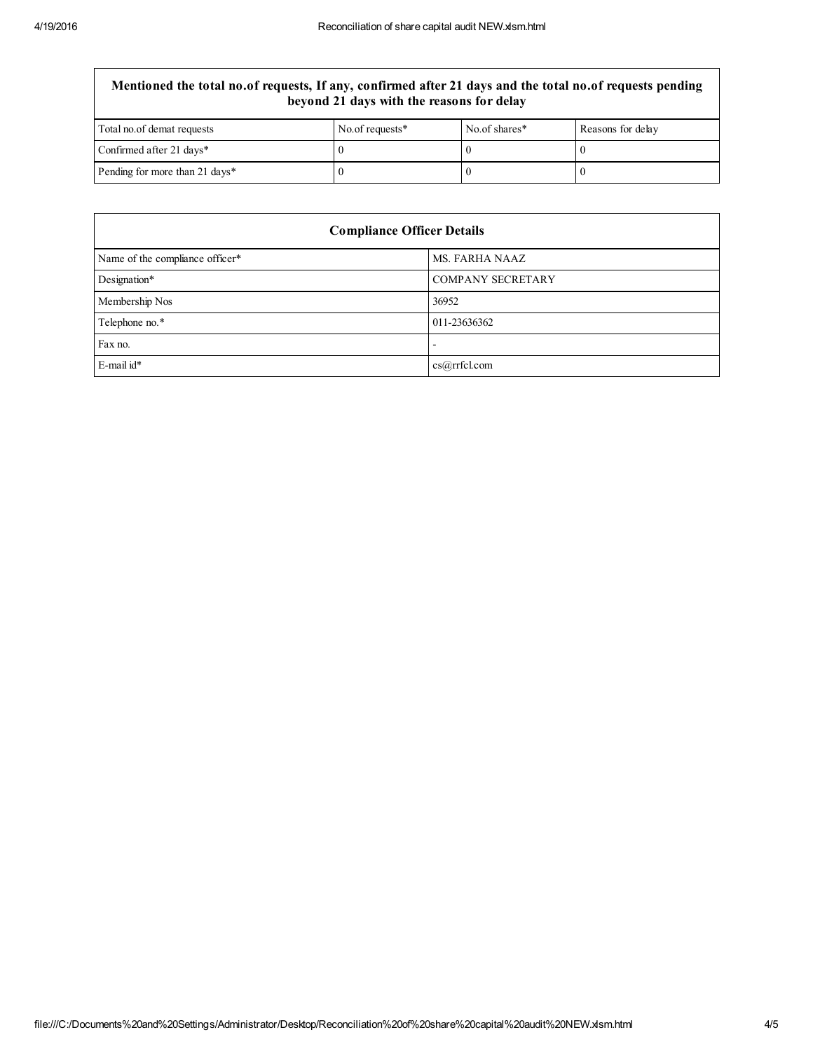| Mentioned the total no.of requests, If any, confirmed after 21 days and the total no.of requests pending beyond 21 days with the reasons for delay | | | |
|---|---|---|---|
| Total no.of demat requests | No.of requests* | No.of shares* | Reasons for delay |
| Confirmed after 21 days* | 0 | 0 | 0 |
| Pending for more than 21 days* | 0 | 0 | 0 |

| Compliance Officer Details | |
|---|---|
| Name of the compliance officer* | MS. FARHA NAAZ |
| Designation* | COMPANY SECRETARY |
| Membership Nos | 36952 |
| Telephone no.* | 011-23636362 |
| Fax no. | - |
| E-mail id* | cs@rrfcl.com |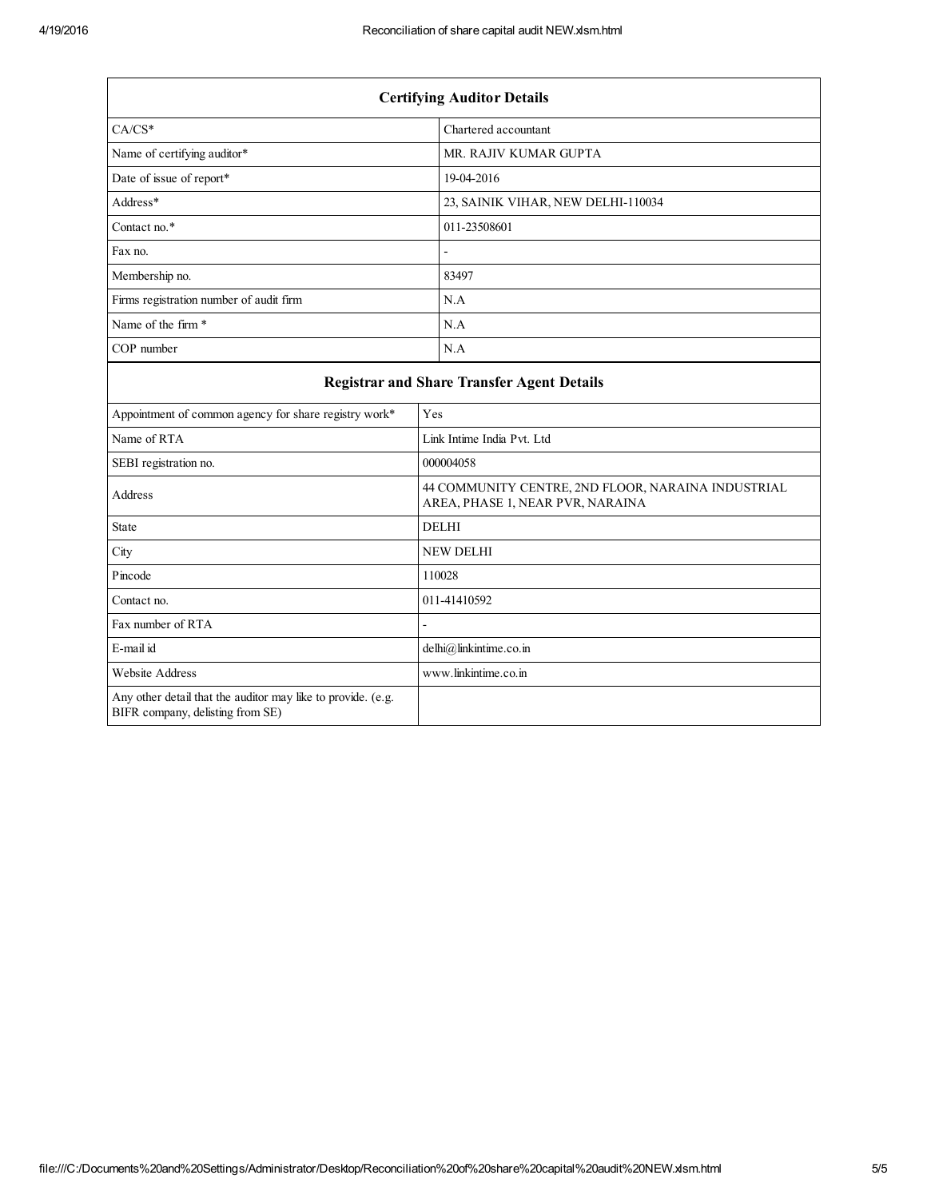## Certifying Auditor Details

| | |
|---|---|
| CA/CS* | Chartered accountant |
| Name of certifying auditor* | MR. RAJIV KUMAR GUPTA |
| Date of issue of report* | 19-04-2016 |
| Address* | 23, SAINIK VIHAR, NEW DELHI-110034 |
| Contact no.* | 011-23508601 |
| Fax no. | - |
| Membership no. | 83497 |
| Firms registration number of audit firm | N.A |
| Name of the firm * | N.A |
| COP number | N.A |

## Registrar and Share Transfer Agent Details

| | |
|---|---|
| Appointment of common agency for share registry work* | Yes |
| Name of RTA | Link Intime India Pvt. Ltd |
| SEBI registration no. | 000004058 |
| Address | 44 COMMUNITY CENTRE, 2ND FLOOR, NARAINA INDUSTRIAL AREA, PHASE 1, NEAR PVR, NARAINA |
| State | DELHI |
| City | NEW DELHI |
| Pincode | 110028 |
| Contact no. | 011-41410592 |
| Fax number of RTA | - |
| E-mail id | delhi@linkintime.co.in |
| Website Address | www.linkintime.co.in |
| Any other detail that the auditor may like to provide. (e.g. BIFR company, delisting from SE) | |